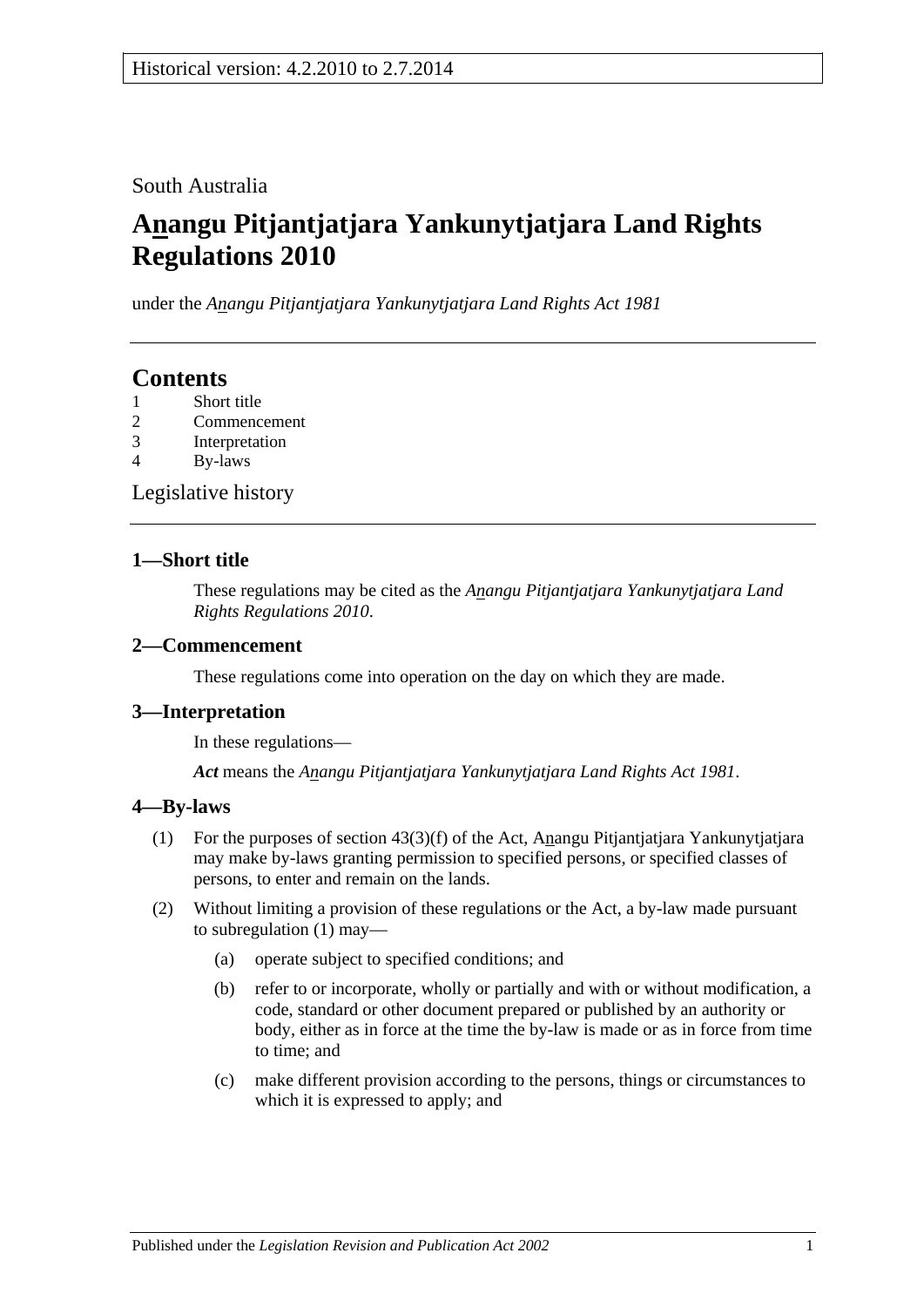Historical version: 4.2.2010 to 2.7.2014

South Australia

# Anangu Pitjantjatjara Yankunytjatjara Land Rights Regulations 2010

under the *Anangu Pitjantjatjara Yankunytjatjara Land Rights Act 1981*

## Contents

1 Short title
2 Commencement
3 Interpretation
4 By-laws

Legislative history

### 1—Short title

These regulations may be cited as the *Anangu Pitjantjatjara Yankunytjatjara Land Rights Regulations 2010*.

### 2—Commencement

These regulations come into operation on the day on which they are made.

### 3—Interpretation

In these regulations—

***Act*** means the *Anangu Pitjantjatjara Yankunytjatjara Land Rights Act 1981*.

### 4—By-laws

(1) For the purposes of section 43(3)(f) of the Act, Anangu Pitjantjatjara Yankunytjatjara may make by-laws granting permission to specified persons, or specified classes of persons, to enter and remain on the lands.

(2) Without limiting a provision of these regulations or the Act, a by-law made pursuant to subregulation (1) may—

(a) operate subject to specified conditions; and

(b) refer to or incorporate, wholly or partially and with or without modification, a code, standard or other document prepared or published by an authority or body, either as in force at the time the by-law is made or as in force from time to time; and

(c) make different provision according to the persons, things or circumstances to which it is expressed to apply; and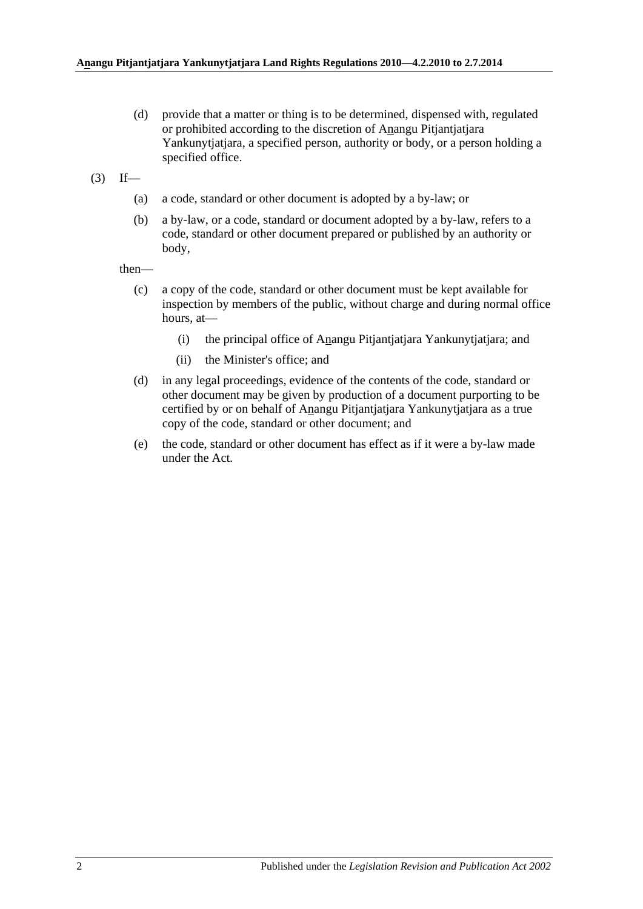(d) provide that a matter or thing is to be determined, dispensed with, regulated or prohibited according to the discretion of Anangu Pitjantjatjara Yankunytjatjara, a specified person, authority or body, or a person holding a specified office.

(3) If—

(a) a code, standard or other document is adopted by a by-law; or

(b) a by-law, or a code, standard or document adopted by a by-law, refers to a code, standard or other document prepared or published by an authority or body,

then—

(c) a copy of the code, standard or other document must be kept available for inspection by members of the public, without charge and during normal office hours, at—

(i) the principal office of Anangu Pitjantjatjara Yankunytjatjara; and

(ii) the Minister's office; and

(d) in any legal proceedings, evidence of the contents of the code, standard or other document may be given by production of a document purporting to be certified by or on behalf of Anangu Pitjantjatjara Yankunytjatjara as a true copy of the code, standard or other document; and

(e) the code, standard or other document has effect as if it were a by-law made under the Act.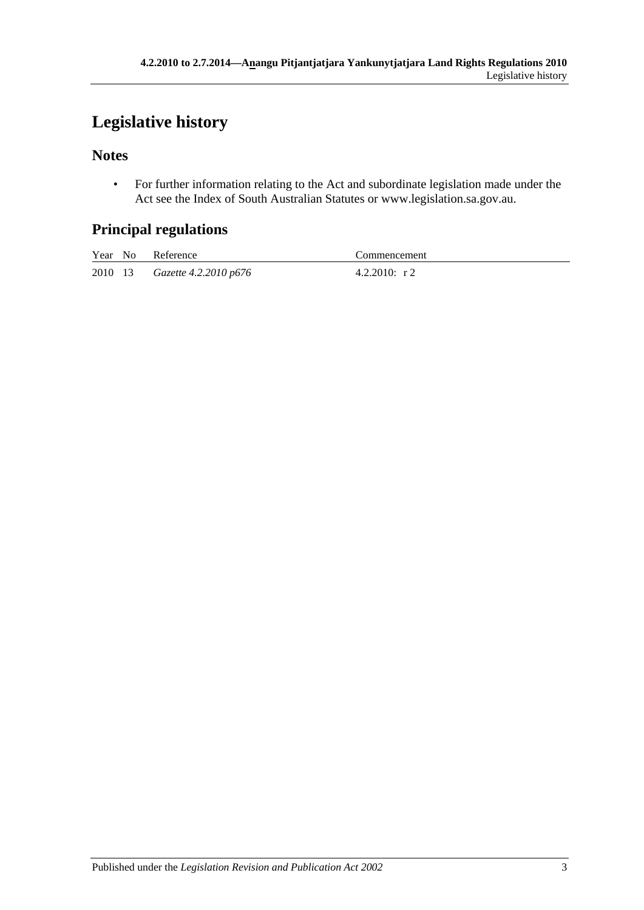# Legislative history

## Notes

- For further information relating to the Act and subordinate legislation made under the Act see the Index of South Australian Statutes or www.legislation.sa.gov.au.

## Principal regulations

| Year | No | Reference | Commencement |
|---|---|---|---|
| 2010 | 13 | *Gazette 4.2.2010 p676* | 4.2.2010: r 2 |